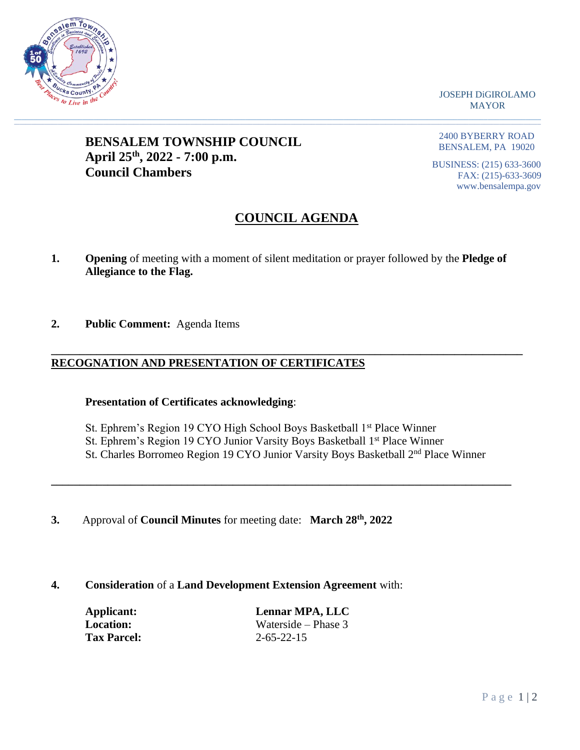JOSEPH DiGIROLAMO
MAYOR

2400 BYBERRY ROAD
BENSALEM, PA 19020

BUSINESS: (215) 633-3600
FAX: (215)-633-3609
www.bensalempa.gov

**BENSALEM TOWNSHIP COUNCIL**
**April 25th, 2022 - 7:00 p.m.**
**Council Chambers**

# COUNCIL AGENDA

**1.** **Opening** of meeting with a moment of silent meditation or prayer followed by the **Pledge of Allegiance to the Flag.**

**2.** **Public Comment:** Agenda Items

---

## RECOGNATION AND PRESENTATION OF CERTIFICATES

**Presentation of Certificates acknowledging**:

St. Ephrem's Region 19 CYO High School Boys Basketball 1st Place Winner
St. Ephrem's Region 19 CYO Junior Varsity Boys Basketball 1st Place Winner
St. Charles Borromeo Region 19 CYO Junior Varsity Boys Basketball 2nd Place Winner

---

**3.** Approval of **Council Minutes** for meeting date: **March 28th, 2022**

**4.** **Consideration** of a **Land Development Extension Agreement** with:

**Applicant:** **Lennar MPA, LLC**
**Location:** Waterside – Phase 3
**Tax Parcel:** 2-65-22-15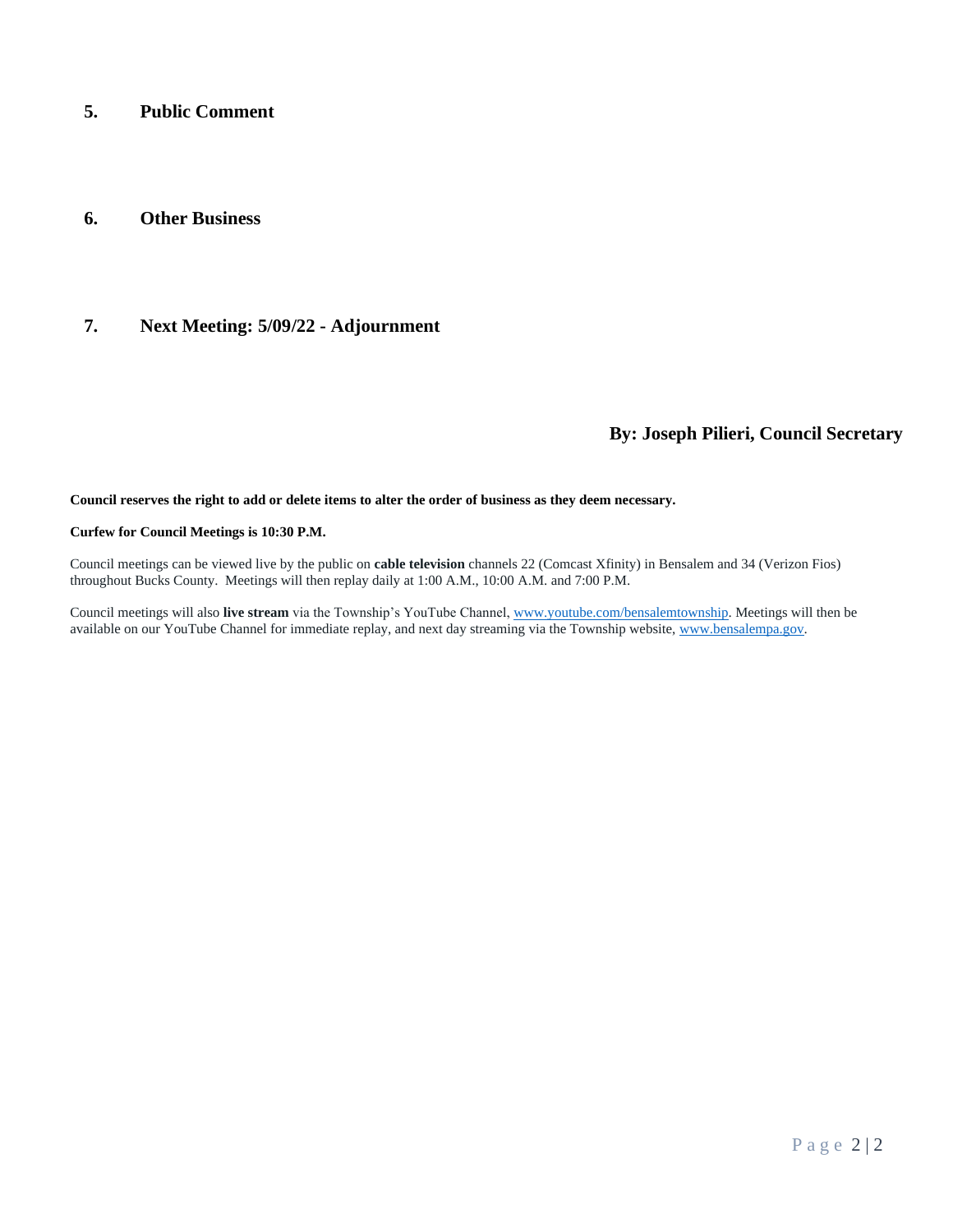## 5. Public Comment

## 6. Other Business

## 7. Next Meeting: 5/09/22 - Adjournment

**By: Joseph Pilieri, Council Secretary**

**Council reserves the right to add or delete items to alter the order of business as they deem necessary.**

**Curfew for Council Meetings is 10:30 P.M.**

Council meetings can be viewed live by the public on **cable television** channels 22 (Comcast Xfinity) in Bensalem and 34 (Verizon Fios) throughout Bucks County. Meetings will then replay daily at 1:00 A.M., 10:00 A.M. and 7:00 P.M.

Council meetings will also **live stream** via the Township's YouTube Channel, www.youtube.com/bensalemtownship. Meetings will then be available on our YouTube Channel for immediate replay, and next day streaming via the Township website, www.bensalempa.gov.